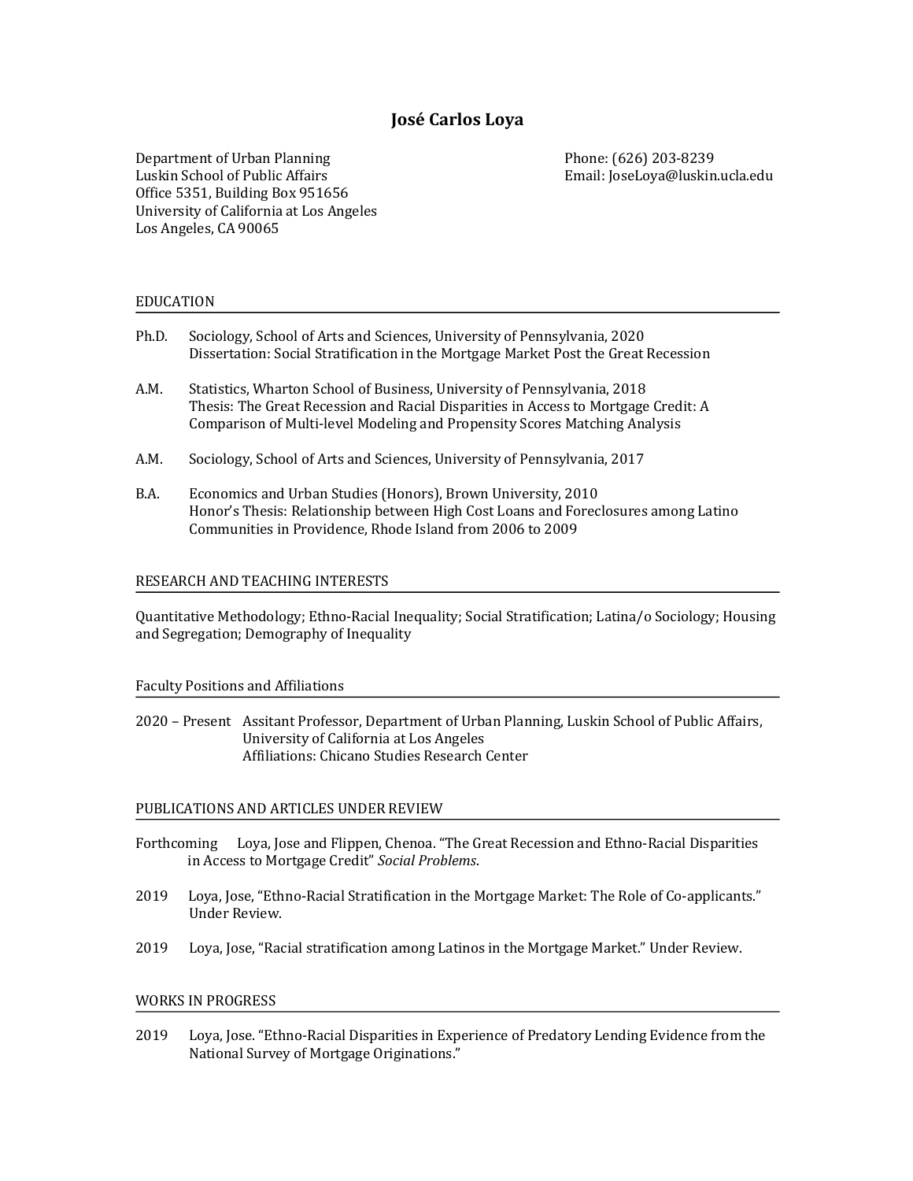# José Carlos Loya

Department of Urban Planning
Luskin School of Public Affairs
Office 5351, Building Box 951656
University of California at Los Angeles
Los Angeles, CA 90065

Phone: (626) 203-8239
Email: JoseLoya@luskin.ucla.edu

## EDUCATION

Ph.D. Sociology, School of Arts and Sciences, University of Pennsylvania, 2020
Dissertation: Social Stratification in the Mortgage Market Post the Great Recession

A.M. Statistics, Wharton School of Business, University of Pennsylvania, 2018
Thesis: The Great Recession and Racial Disparities in Access to Mortgage Credit: A Comparison of Multi-level Modeling and Propensity Scores Matching Analysis

A.M. Sociology, School of Arts and Sciences, University of Pennsylvania, 2017

B.A. Economics and Urban Studies (Honors), Brown University, 2010
Honor's Thesis: Relationship between High Cost Loans and Foreclosures among Latino Communities in Providence, Rhode Island from 2006 to 2009

## RESEARCH AND TEACHING INTERESTS

Quantitative Methodology; Ethno-Racial Inequality; Social Stratification; Latina/o Sociology; Housing and Segregation; Demography of Inequality

## Faculty Positions and Affiliations

2020 – Present Assitant Professor, Department of Urban Planning, Luskin School of Public Affairs, University of California at Los Angeles
Affiliations: Chicano Studies Research Center

## PUBLICATIONS AND ARTICLES UNDER REVIEW

Forthcoming Loya, Jose and Flippen, Chenoa. "The Great Recession and Ethno-Racial Disparities in Access to Mortgage Credit" *Social Problems*.

2019 Loya, Jose, "Ethno-Racial Stratification in the Mortgage Market: The Role of Co-applicants." Under Review.

2019 Loya, Jose, "Racial stratification among Latinos in the Mortgage Market." Under Review.

## WORKS IN PROGRESS

2019 Loya, Jose. "Ethno-Racial Disparities in Experience of Predatory Lending Evidence from the National Survey of Mortgage Originations."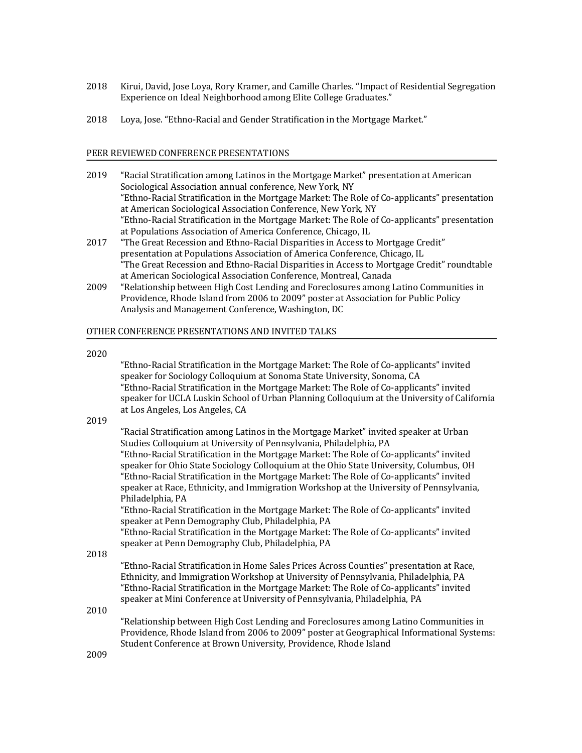2018 Kirui, David, Jose Loya, Rory Kramer, and Camille Charles. "Impact of Residential Segregation Experience on Ideal Neighborhood among Elite College Graduates."

2018 Loya, Jose. "Ethno-Racial and Gender Stratification in the Mortgage Market."

## PEER REVIEWED CONFERENCE PRESENTATIONS

2019 "Racial Stratification among Latinos in the Mortgage Market" presentation at American Sociological Association annual conference, New York, NY
"Ethno-Racial Stratification in the Mortgage Market: The Role of Co-applicants" presentation at American Sociological Association Conference, New York, NY
"Ethno-Racial Stratification in the Mortgage Market: The Role of Co-applicants" presentation at Populations Association of America Conference, Chicago, IL

2017 "The Great Recession and Ethno-Racial Disparities in Access to Mortgage Credit" presentation at Populations Association of America Conference, Chicago, IL
"The Great Recession and Ethno-Racial Disparities in Access to Mortgage Credit" roundtable at American Sociological Association Conference, Montreal, Canada

2009 "Relationship between High Cost Lending and Foreclosures among Latino Communities in Providence, Rhode Island from 2006 to 2009" poster at Association for Public Policy Analysis and Management Conference, Washington, DC

## OTHER CONFERENCE PRESENTATIONS AND INVITED TALKS

2020

"Ethno-Racial Stratification in the Mortgage Market: The Role of Co-applicants" invited speaker for Sociology Colloquium at Sonoma State University, Sonoma, CA
"Ethno-Racial Stratification in the Mortgage Market: The Role of Co-applicants" invited speaker for UCLA Luskin School of Urban Planning Colloquium at the University of California at Los Angeles, Los Angeles, CA

2019

"Racial Stratification among Latinos in the Mortgage Market" invited speaker at Urban Studies Colloquium at University of Pennsylvania, Philadelphia, PA
"Ethno-Racial Stratification in the Mortgage Market: The Role of Co-applicants" invited speaker for Ohio State Sociology Colloquium at the Ohio State University, Columbus, OH
"Ethno-Racial Stratification in the Mortgage Market: The Role of Co-applicants" invited speaker at Race, Ethnicity, and Immigration Workshop at the University of Pennsylvania, Philadelphia, PA
"Ethno-Racial Stratification in the Mortgage Market: The Role of Co-applicants" invited speaker at Penn Demography Club, Philadelphia, PA
"Ethno-Racial Stratification in the Mortgage Market: The Role of Co-applicants" invited speaker at Penn Demography Club, Philadelphia, PA

2018

"Ethno-Racial Stratification in Home Sales Prices Across Counties" presentation at Race, Ethnicity, and Immigration Workshop at University of Pennsylvania, Philadelphia, PA
"Ethno-Racial Stratification in the Mortgage Market: The Role of Co-applicants" invited speaker at Mini Conference at University of Pennsylvania, Philadelphia, PA

2010

"Relationship between High Cost Lending and Foreclosures among Latino Communities in Providence, Rhode Island from 2006 to 2009" poster at Geographical Informational Systems: Student Conference at Brown University, Providence, Rhode Island

2009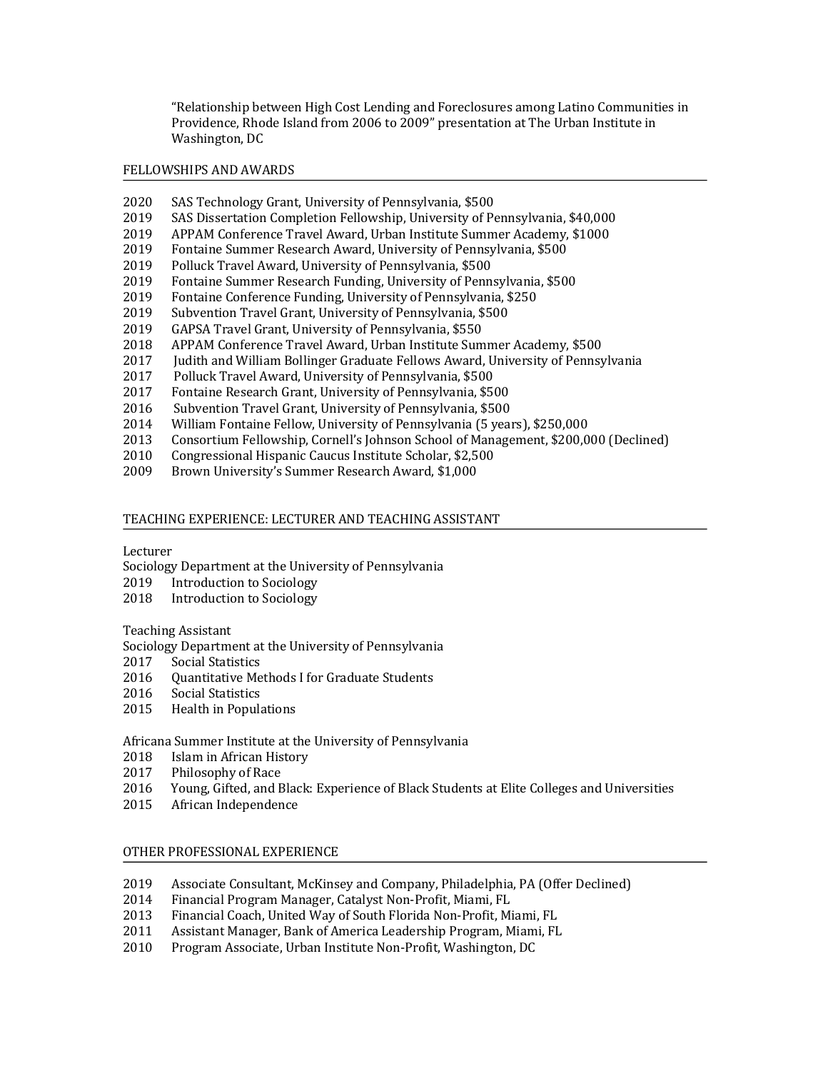"Relationship between High Cost Lending and Foreclosures among Latino Communities in Providence, Rhode Island from 2006 to 2009" presentation at The Urban Institute in Washington, DC

## FELLOWSHIPS AND AWARDS

2020 SAS Technology Grant, University of Pennsylvania, $500
2019 SAS Dissertation Completion Fellowship, University of Pennsylvania, $40,000
2019 APPAM Conference Travel Award, Urban Institute Summer Academy, $1000
2019 Fontaine Summer Research Award, University of Pennsylvania, $500
2019 Polluck Travel Award, University of Pennsylvania, $500
2019 Fontaine Summer Research Funding, University of Pennsylvania, $500
2019 Fontaine Conference Funding, University of Pennsylvania, $250
2019 Subvention Travel Grant, University of Pennsylvania, $500
2019 GAPSA Travel Grant, University of Pennsylvania, $550
2018 APPAM Conference Travel Award, Urban Institute Summer Academy, $500
2017 Judith and William Bollinger Graduate Fellows Award, University of Pennsylvania
2017 Polluck Travel Award, University of Pennsylvania, $500
2017 Fontaine Research Grant, University of Pennsylvania, $500
2016 Subvention Travel Grant, University of Pennsylvania, $500
2014 William Fontaine Fellow, University of Pennsylvania (5 years), $250,000
2013 Consortium Fellowship, Cornell's Johnson School of Management, $200,000 (Declined)
2010 Congressional Hispanic Caucus Institute Scholar, $2,500
2009 Brown University's Summer Research Award, $1,000

## TEACHING EXPERIENCE: LECTURER AND TEACHING ASSISTANT

Lecturer
Sociology Department at the University of Pennsylvania
2019 Introduction to Sociology
2018 Introduction to Sociology

Teaching Assistant
Sociology Department at the University of Pennsylvania
2017 Social Statistics
2016 Quantitative Methods I for Graduate Students
2016 Social Statistics
2015 Health in Populations

Africana Summer Institute at the University of Pennsylvania
2018 Islam in African History
2017 Philosophy of Race
2016 Young, Gifted, and Black: Experience of Black Students at Elite Colleges and Universities
2015 African Independence

## OTHER PROFESSIONAL EXPERIENCE

2019 Associate Consultant, McKinsey and Company, Philadelphia, PA (Offer Declined)
2014 Financial Program Manager, Catalyst Non-Profit, Miami, FL
2013 Financial Coach, United Way of South Florida Non-Profit, Miami, FL
2011 Assistant Manager, Bank of America Leadership Program, Miami, FL
2010 Program Associate, Urban Institute Non-Profit, Washington, DC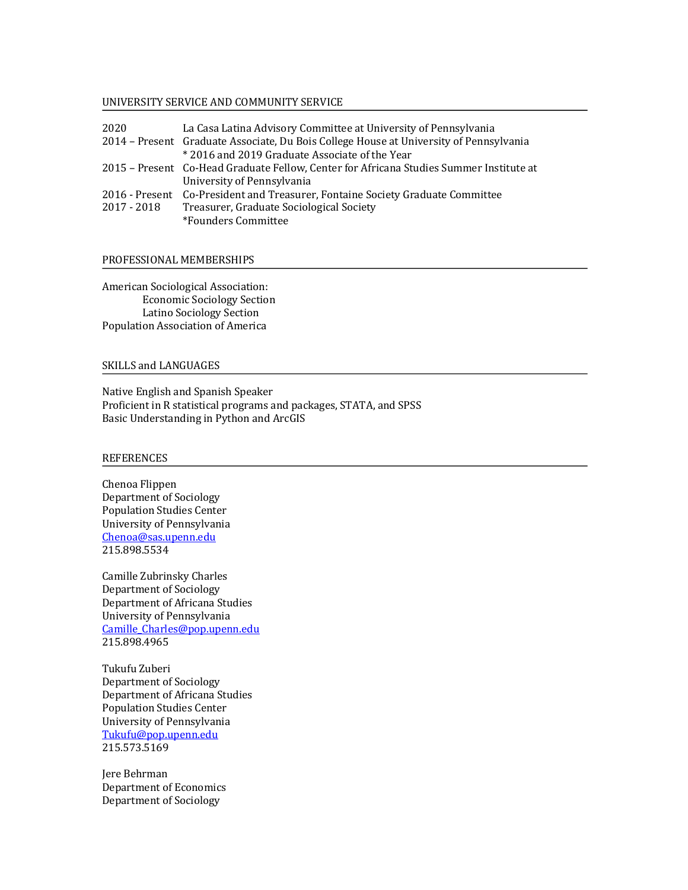## UNIVERSITY SERVICE AND COMMUNITY SERVICE

2020 La Casa Latina Advisory Committee at University of Pennsylvania

2014 – Present Graduate Associate, Du Bois College House at University of Pennsylvania
* 2016 and 2019 Graduate Associate of the Year

2015 – Present Co-Head Graduate Fellow, Center for Africana Studies Summer Institute at University of Pennsylvania

2016 - Present Co-President and Treasurer, Fontaine Society Graduate Committee

2017 - 2018 Treasurer, Graduate Sociological Society
*Founders Committee

## PROFESSIONAL MEMBERSHIPS

American Sociological Association:
- Economic Sociology Section
- Latino Sociology Section

Population Association of America

## SKILLS and LANGUAGES

Native English and Spanish Speaker
Proficient in R statistical programs and packages, STATA, and SPSS
Basic Understanding in Python and ArcGIS

## REFERENCES

Chenoa Flippen
Department of Sociology
Population Studies Center
University of Pennsylvania
Chenoa@sas.upenn.edu
215.898.5534

Camille Zubrinsky Charles
Department of Sociology
Department of Africana Studies
University of Pennsylvania
Camille_Charles@pop.upenn.edu
215.898.4965

Tukufu Zuberi
Department of Sociology
Department of Africana Studies
Population Studies Center
University of Pennsylvania
Tukufu@pop.upenn.edu
215.573.5169

Jere Behrman
Department of Economics
Department of Sociology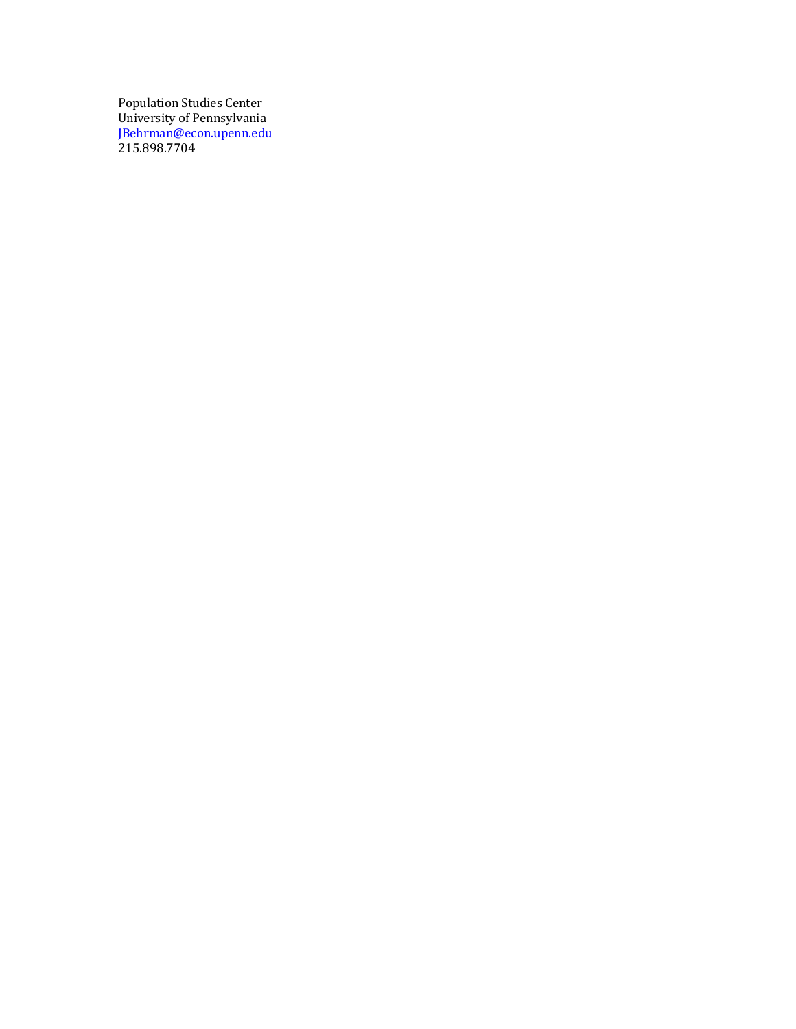Population Studies Center
University of Pennsylvania
[JBehrman@econ.upenn.edu](mailto:JBehrman@econ.upenn.edu)
215.898.7704